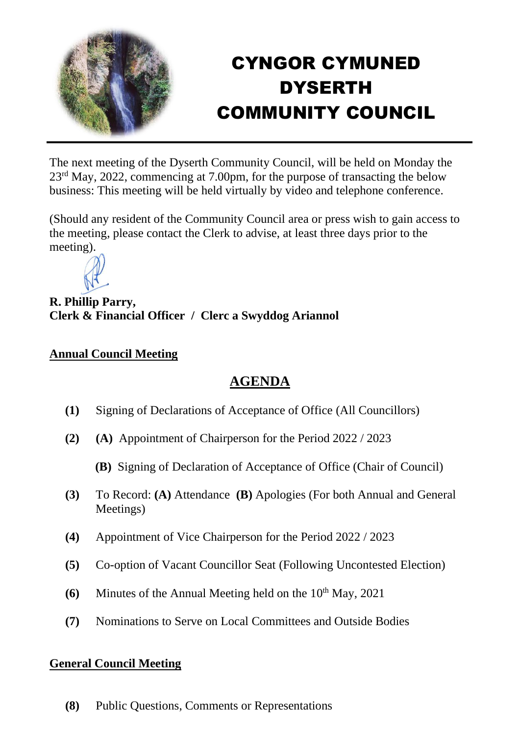# CYNGOR CYMUNED DYSERTH COMMUNITY COUNCIL

The next meeting of the Dyserth Community Council, will be held on Monday the 23rd May, 2022, commencing at 7.00pm, for the purpose of transacting the below business: This meeting will be held virtually by video and telephone conference.

(Should any resident of the Community Council area or press wish to gain access to the meeting, please contact the Clerk to advise, at least three days prior to the meeting).

**R. Phillip Parry,**
**Clerk & Financial Officer / Clerc a Swyddog Ariannol**

**Annual Council Meeting**

## AGENDA

**(1)** Signing of Declarations of Acceptance of Office (All Councillors)

**(2)** **(A)** Appointment of Chairperson for the Period 2022 / 2023

**(B)** Signing of Declaration of Acceptance of Office (Chair of Council)

**(3)** To Record: **(A)** Attendance **(B)** Apologies (For both Annual and General Meetings)

**(4)** Appointment of Vice Chairperson for the Period 2022 / 2023

**(5)** Co-option of Vacant Councillor Seat (Following Uncontested Election)

**(6)** Minutes of the Annual Meeting held on the 10th May, 2021

**(7)** Nominations to Serve on Local Committees and Outside Bodies

**General Council Meeting**

**(8)** Public Questions, Comments or Representations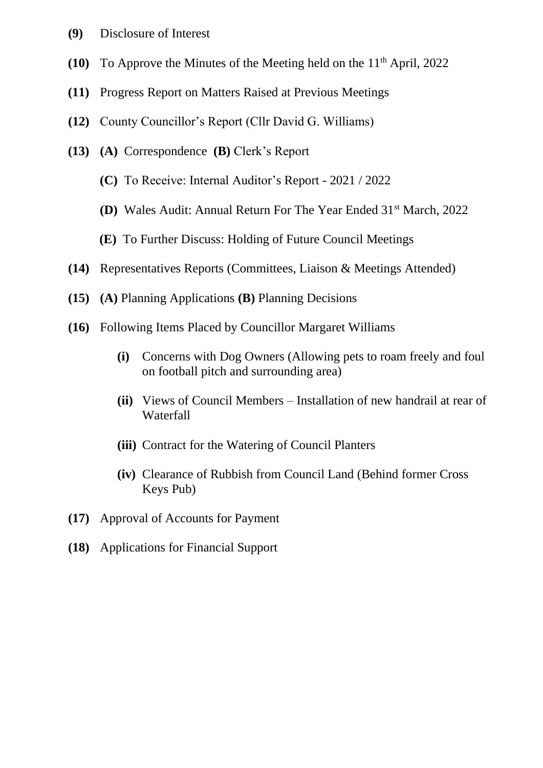**(9)** Disclosure of Interest

**(10)** To Approve the Minutes of the Meeting held on the 11th April, 2022

**(11)** Progress Report on Matters Raised at Previous Meetings

**(12)** County Councillor's Report (Cllr David G. Williams)

**(13)** **(A)** Correspondence **(B)** Clerk's Report

**(C)** To Receive: Internal Auditor's Report - 2021 / 2022

**(D)** Wales Audit: Annual Return For The Year Ended 31st March, 2022

**(E)** To Further Discuss: Holding of Future Council Meetings

**(14)** Representatives Reports (Committees, Liaison & Meetings Attended)

**(15)** **(A)** Planning Applications **(B)** Planning Decisions

**(16)** Following Items Placed by Councillor Margaret Williams

**(i)** Concerns with Dog Owners (Allowing pets to roam freely and foul on football pitch and surrounding area)

**(ii)** Views of Council Members – Installation of new handrail at rear of Waterfall

**(iii)** Contract for the Watering of Council Planters

**(iv)** Clearance of Rubbish from Council Land (Behind former Cross Keys Pub)

**(17)** Approval of Accounts for Payment

**(18)** Applications for Financial Support